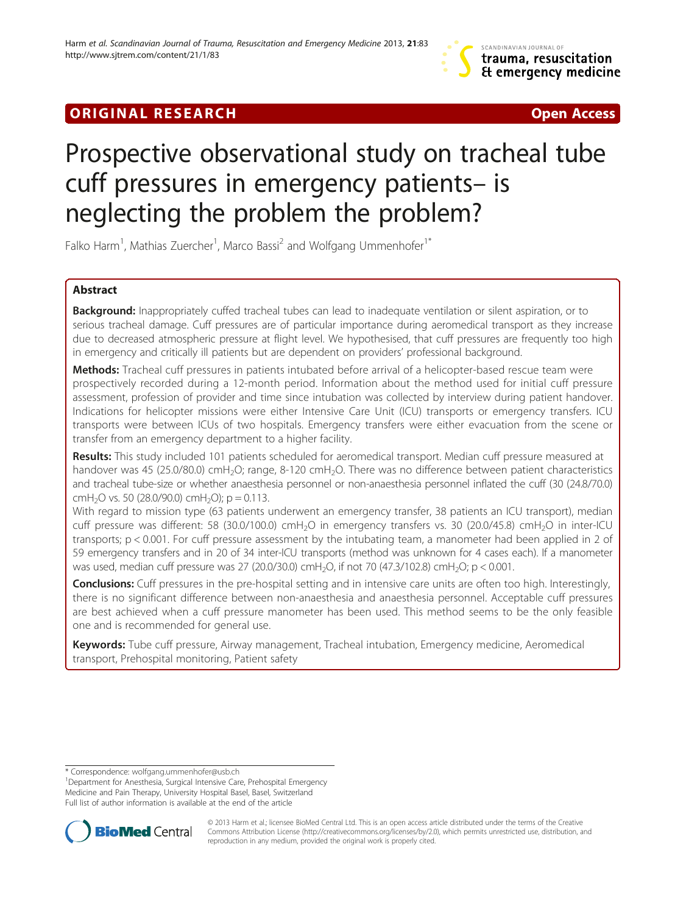ORIGINAL RESEARCH Open Access

# Prospective observational study on tracheal tube cuff pressures in emergency patients– is neglecting the problem the problem?

Falko Harm[1], Mathias Zuercher[1], Marco Bassi[2] and Wolfgang Ummenhofer[1*]

## Abstract

**Background:** Inappropriately cuffed tracheal tubes can lead to inadequate ventilation or silent aspiration, or to serious tracheal damage. Cuff pressures are of particular importance during aeromedical transport as they increase due to decreased atmospheric pressure at flight level. We hypothesised, that cuff pressures are frequently too high in emergency and critically ill patients but are dependent on providers' professional background.

**Methods:** Tracheal cuff pressures in patients intubated before arrival of a helicopter-based rescue team were prospectively recorded during a 12-month period. Information about the method used for initial cuff pressure assessment, profession of provider and time since intubation was collected by interview during patient handover. Indications for helicopter missions were either Intensive Care Unit (ICU) transports or emergency transfers. ICU transports were between ICUs of two hospitals. Emergency transfers were either evacuation from the scene or transfer from an emergency department to a higher facility.

**Results:** This study included 101 patients scheduled for aeromedical transport. Median cuff pressure measured at handover was 45 (25.0/80.0) $cmH_2O$; range, 8-120 $cmH_2O$. There was no difference between patient characteristics and tracheal tube-size or whether anaesthesia personnel or non-anaesthesia personnel inflated the cuff (30 (24.8/70.0) $cmH_2O$ vs. 50 (28.0/90.0) $cmH_2O$); $p = 0.113$.

With regard to mission type (63 patients underwent an emergency transfer, 38 patients an ICU transport), median cuff pressure was different: 58 (30.0/100.0) $cmH_2O$ in emergency transfers vs. 30 (20.0/45.8) $cmH_2O$ in inter-ICU transports; $p < 0.001$. For cuff pressure assessment by the intubating team, a manometer had been applied in 2 of 59 emergency transfers and in 20 of 34 inter-ICU transports (method was unknown for 4 cases each). If a manometer was used, median cuff pressure was 27 (20.0/30.0) $cmH_2O$, if not 70 (47.3/102.8) $cmH_2O$; $p < 0.001$.

**Conclusions:** Cuff pressures in the pre-hospital setting and in intensive care units are often too high. Interestingly, there is no significant difference between non-anaesthesia and anaesthesia personnel. Acceptable cuff pressures are best achieved when a cuff pressure manometer has been used. This method seems to be the only feasible one and is recommended for general use.

**Keywords:** Tube cuff pressure, Airway management, Tracheal intubation, Emergency medicine, Aeromedical transport, Prehospital monitoring, Patient safety

\* Correspondence: wolfgang.ummenhofer@usb.ch
[1]Department for Anesthesia, Surgical Intensive Care, Prehospital Emergency Medicine and Pain Therapy, University Hospital Basel, Basel, Switzerland
Full list of author information is available at the end of the article

© 2013 Harm et al.; licensee BioMed Central Ltd. This is an open access article distributed under the terms of the Creative Commons Attribution License (http://creativecommons.org/licenses/by/2.0), which permits unrestricted use, distribution, and reproduction in any medium, provided the original work is properly cited.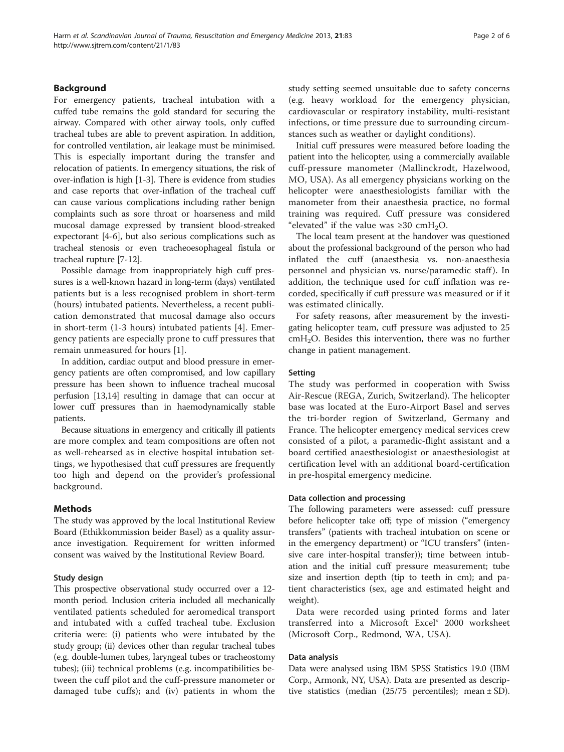## Background

For emergency patients, tracheal intubation with a cuffed tube remains the gold standard for securing the airway. Compared with other airway tools, only cuffed tracheal tubes are able to prevent aspiration. In addition, for controlled ventilation, air leakage must be minimised. This is especially important during the transfer and relocation of patients. In emergency situations, the risk of over-inflation is high [1-3]. There is evidence from studies and case reports that over-inflation of the tracheal cuff can cause various complications including rather benign complaints such as sore throat or hoarseness and mild mucosal damage expressed by transient blood-streaked expectorant [4-6], but also serious complications such as tracheal stenosis or even tracheoesophageal fistula or tracheal rupture [7-12].

Possible damage from inappropriately high cuff pressures is a well-known hazard in long-term (days) ventilated patients but is a less recognised problem in short-term (hours) intubated patients. Nevertheless, a recent publication demonstrated that mucosal damage also occurs in short-term (1-3 hours) intubated patients [4]. Emergency patients are especially prone to cuff pressures that remain unmeasured for hours [1].

In addition, cardiac output and blood pressure in emergency patients are often compromised, and low capillary pressure has been shown to influence tracheal mucosal perfusion [13,14] resulting in damage that can occur at lower cuff pressures than in haemodynamically stable patients.

Because situations in emergency and critically ill patients are more complex and team compositions are often not as well-rehearsed as in elective hospital intubation settings, we hypothesised that cuff pressures are frequently too high and depend on the provider's professional background.

## Methods

The study was approved by the local Institutional Review Board (Ethikkommission beider Basel) as a quality assurance investigation. Requirement for written informed consent was waived by the Institutional Review Board.

### Study design

This prospective observational study occurred over a 12-month period. Inclusion criteria included all mechanically ventilated patients scheduled for aeromedical transport and intubated with a cuffed tracheal tube. Exclusion criteria were: (i) patients who were intubated by the study group; (ii) devices other than regular tracheal tubes (e.g. double-lumen tubes, laryngeal tubes or tracheostomy tubes); (iii) technical problems (e.g. incompatibilities between the cuff pilot and the cuff-pressure manometer or damaged tube cuffs); and (iv) patients in whom the study setting seemed unsuitable due to safety concerns (e.g. heavy workload for the emergency physician, cardiovascular or respiratory instability, multi-resistant infections, or time pressure due to surrounding circumstances such as weather or daylight conditions).

Initial cuff pressures were measured before loading the patient into the helicopter, using a commercially available cuff-pressure manometer (Mallinckrodt, Hazelwood, MO, USA). As all emergency physicians working on the helicopter were anaesthesiologists familiar with the manometer from their anaesthesia practice, no formal training was required. Cuff pressure was considered "elevated" if the value was ≥30 $cmH_2O$.

The local team present at the handover was questioned about the professional background of the person who had inflated the cuff (anaesthesia vs. non-anaesthesia personnel and physician vs. nurse/paramedic staff). In addition, the technique used for cuff inflation was recorded, specifically if cuff pressure was measured or if it was estimated clinically.

For safety reasons, after measurement by the investigating helicopter team, cuff pressure was adjusted to 25 $cmH_2O$. Besides this intervention, there was no further change in patient management.

### Setting

The study was performed in cooperation with Swiss Air-Rescue (REGA, Zurich, Switzerland). The helicopter base was located at the Euro-Airport Basel and serves the tri-border region of Switzerland, Germany and France. The helicopter emergency medical services crew consisted of a pilot, a paramedic-flight assistant and a board certified anaesthesiologist or anaesthesiologist at certification level with an additional board-certification in pre-hospital emergency medicine.

### Data collection and processing

The following parameters were assessed: cuff pressure before helicopter take off; type of mission ("emergency transfers" (patients with tracheal intubation on scene or in the emergency department) or "ICU transfers" (intensive care inter-hospital transfer)); time between intubation and the initial cuff pressure measurement; tube size and insertion depth (tip to teeth in cm); and patient characteristics (sex, age and estimated height and weight).

Data were recorded using printed forms and later transferred into a Microsoft Excel® 2000 worksheet (Microsoft Corp., Redmond, WA, USA).

### Data analysis

Data were analysed using IBM SPSS Statistics 19.0 (IBM Corp., Armonk, NY, USA). Data are presented as descriptive statistics (median (25/75 percentiles); mean ± SD).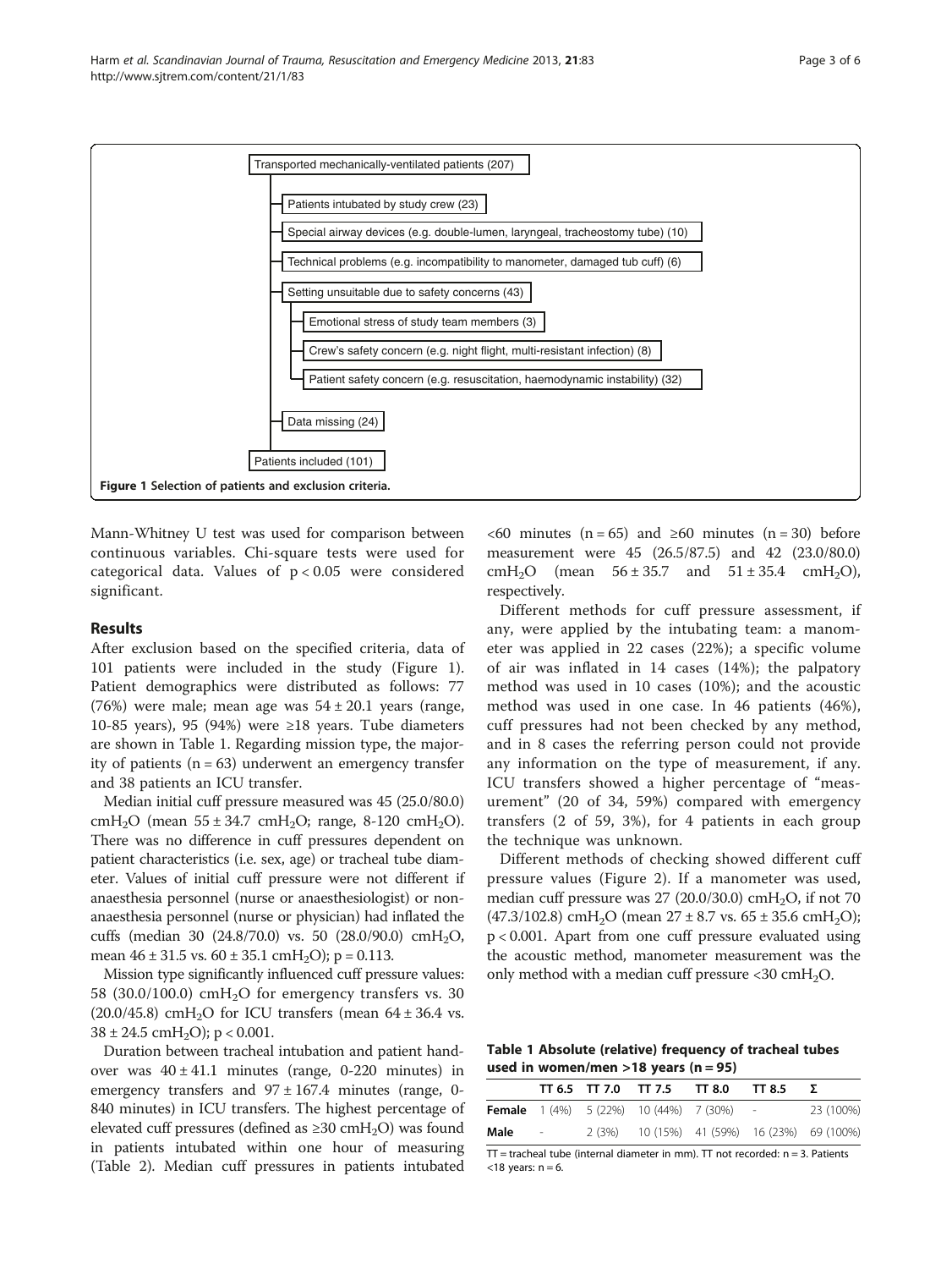Transported mechanically-ventilated patients (207)

- Patients intubated by study crew (23)
- Special airway devices (e.g. double-lumen, laryngeal, tracheostomy tube) (10)
- Technical problems (e.g. incompatibility to manometer, damaged tub cuff) (6)
- Setting unsuitable due to safety concerns (43)
  - Emotional stress of study team members (3)
  - Crew's safety concern (e.g. night flight, multi-resistant infection) (8)
  - Patient safety concern (e.g. resuscitation, haemodynamic instability) (32)
- Data missing (24)

Patients included (101)

**Figure 1 Selection of patients and exclusion criteria.**

Mann-Whitney U test was used for comparison between continuous variables. Chi-square tests were used for categorical data. Values of $p < 0.05$ were considered significant.

## Results

After exclusion based on the specified criteria, data of 101 patients were included in the study (Figure 1). Patient demographics were distributed as follows: 77 (76%) were male; mean age was $54 \pm 20.1$ years (range, 10-85 years), 95 (94%) were ≥18 years. Tube diameters are shown in Table 1. Regarding mission type, the majority of patients ($n = 63$) underwent an emergency transfer and 38 patients an ICU transfer.

Median initial cuff pressure measured was 45 (25.0/80.0) $cmH_2O$ (mean $55 \pm 34.7$ $cmH_2O$; range, 8-120 $cmH_2O$). There was no difference in cuff pressures dependent on patient characteristics (i.e. sex, age) or tracheal tube diameter. Values of initial cuff pressure were not different if anaesthesia personnel (nurse or anaesthesiologist) or non-anaesthesia personnel (nurse or physician) had inflated the cuffs (median 30 (24.8/70.0) vs. 50 (28.0/90.0) $cmH_2O$, mean $46 \pm 31.5$ vs. $60 \pm 35.1$ $cmH_2O$); $p = 0.113$.

Mission type significantly influenced cuff pressure values: 58 (30.0/100.0) $cmH_2O$ for emergency transfers vs. 30 (20.0/45.8) $cmH_2O$ for ICU transfers (mean $64 \pm 36.4$ vs. $38 \pm 24.5$ $cmH_2O$); $p < 0.001$.

Duration between tracheal intubation and patient handover was $40 \pm 41.1$ minutes (range, 0-220 minutes) in emergency transfers and $97 \pm 167.4$ minutes (range, 0-840 minutes) in ICU transfers. The highest percentage of elevated cuff pressures (defined as ≥30 $cmH_2O$) was found in patients intubated within one hour of measuring (Table 2). Median cuff pressures in patients intubated <60 minutes ($n = 65$) and ≥60 minutes ($n = 30$) before measurement were 45 (26.5/87.5) and 42 (23.0/80.0) $cmH_2O$ (mean $56 \pm 35.7$ and $51 \pm 35.4$ $cmH_2O$), respectively.

Different methods for cuff pressure assessment, if any, were applied by the intubating team: a manometer was applied in 22 cases (22%); a specific volume of air was inflated in 14 cases (14%); the palpatory method was used in 10 cases (10%); and the acoustic method was used in one case. In 46 patients (46%), cuff pressures had not been checked by any method, and in 8 cases the referring person could not provide any information on the type of measurement, if any. ICU transfers showed a higher percentage of "measurement" (20 of 34, 59%) compared with emergency transfers (2 of 59, 3%), for 4 patients in each group the technique was unknown.

Different methods of checking showed different cuff pressure values (Figure 2). If a manometer was used, median cuff pressure was 27 (20.0/30.0) $cmH_2O$, if not 70 (47.3/102.8) $cmH_2O$ (mean $27 \pm 8.7$ vs. $65 \pm 35.6$ $cmH_2O$); $p < 0.001$. Apart from one cuff pressure evaluated using the acoustic method, manometer measurement was the only method with a median cuff pressure <30 $cmH_2O$.

**Table 1 Absolute (relative) frequency of tracheal tubes used in women/men >18 years (n = 95)**

| | TT 6.5 | TT 7.0 | TT 7.5 | TT 8.0 | TT 8.5 | Σ |
|---|---|---|---|---|---|---|
| **Female** | 1 (4%) | 5 (22%) | 10 (44%) | 7 (30%) | - | 23 (100%) |
| **Male** | - | 2 (3%) | 10 (15%) | 41 (59%) | 16 (23%) | 69 (100%) |

TT = tracheal tube (internal diameter in mm). TT not recorded: n = 3. Patients <18 years: n = 6.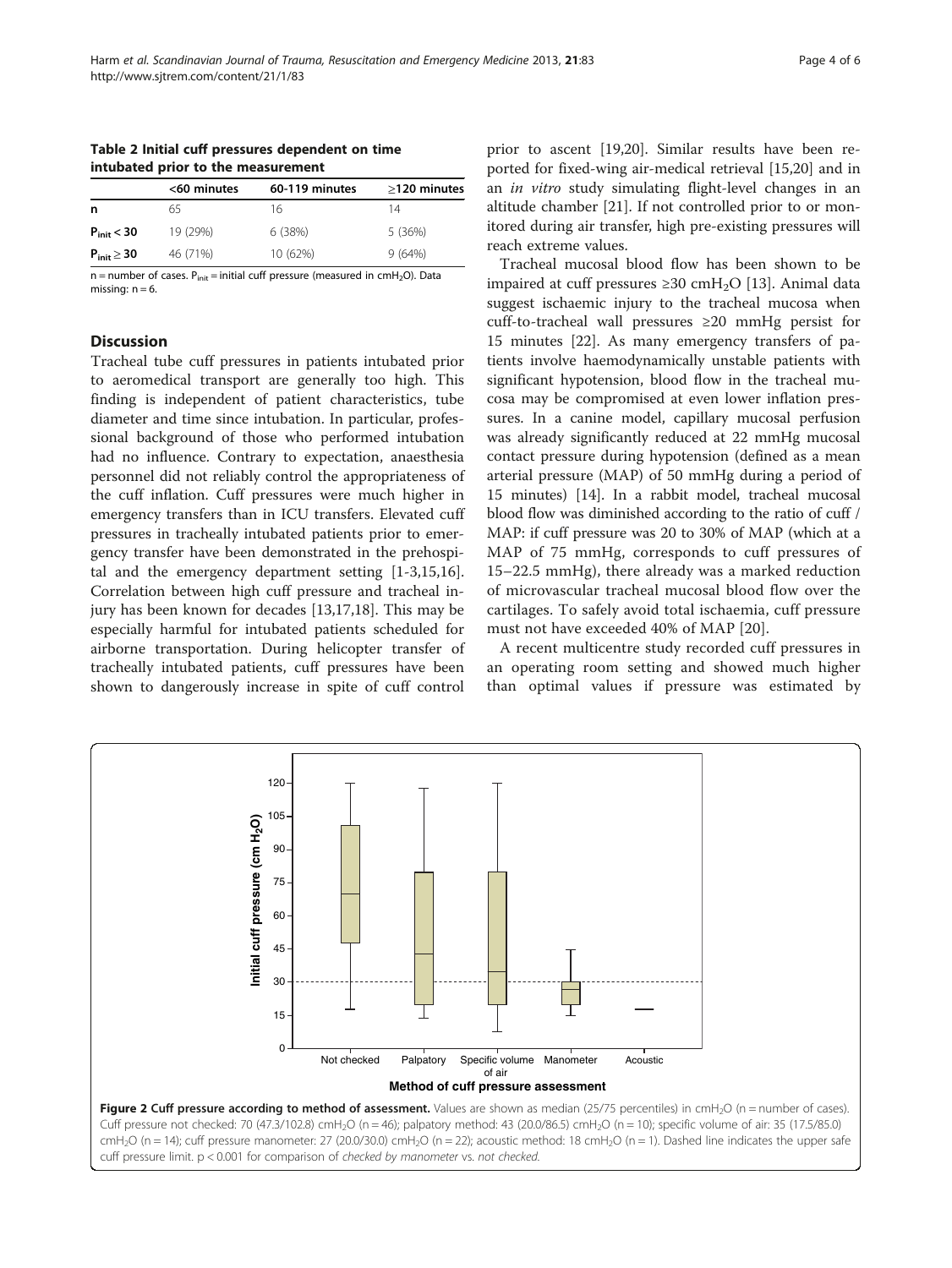**Table 2 Initial cuff pressures dependent on time intubated prior to the measurement**

| | <60 minutes | 60-119 minutes | ≥120 minutes |
|---|---|---|---|
| n | 65 | 16 | 14 |
| $P_{init} < 30$ | 19 (29%) | 6 (38%) | 5 (36%) |
| $P_{init} \geq 30$ | 46 (71%) | 10 (62%) | 9 (64%) |

n = number of cases. $P_{init}$ = initial cuff pressure (measured in $cmH_2O$). Data missing: n = 6.

## Discussion

Tracheal tube cuff pressures in patients intubated prior to aeromedical transport are generally too high. This finding is independent of patient characteristics, tube diameter and time since intubation. In particular, professional background of those who performed intubation had no influence. Contrary to expectation, anaesthesia personnel did not reliably control the appropriateness of the cuff inflation. Cuff pressures were much higher in emergency transfers than in ICU transfers. Elevated cuff pressures in tracheally intubated patients prior to emergency transfer have been demonstrated in the prehospital and the emergency department setting [1-3,15,16]. Correlation between high cuff pressure and tracheal injury has been known for decades [13,17,18]. This may be especially harmful for intubated patients scheduled for airborne transportation. During helicopter transfer of tracheally intubated patients, cuff pressures have been shown to dangerously increase in spite of cuff control prior to ascent [19,20]. Similar results have been reported for fixed-wing air-medical retrieval [15,20] and in an *in vitro* study simulating flight-level changes in an altitude chamber [21]. If not controlled prior to or monitored during air transfer, high pre-existing pressures will reach extreme values.

Tracheal mucosal blood flow has been shown to be impaired at cuff pressures ≥30 $cmH_2O$ [13]. Animal data suggest ischaemic injury to the tracheal mucosa when cuff-to-tracheal wall pressures ≥20 mmHg persist for 15 minutes [22]. As many emergency transfers of patients involve haemodynamically unstable patients with significant hypotension, blood flow in the tracheal mucosa may be compromised at even lower inflation pressures. In a canine model, capillary mucosal perfusion was already significantly reduced at 22 mmHg mucosal contact pressure during hypotension (defined as a mean arterial pressure (MAP) of 50 mmHg during a period of 15 minutes) [14]. In a rabbit model, tracheal mucosal blood flow was diminished according to the ratio of cuff / MAP: if cuff pressure was 20 to 30% of MAP (which at a MAP of 75 mmHg, corresponds to cuff pressures of 15–22.5 mmHg), there already was a marked reduction of microvascular tracheal mucosal blood flow over the cartilages. To safely avoid total ischaemia, cuff pressure must not have exceeded 40% of MAP [20].

A recent multicentre study recorded cuff pressures in an operating room setting and showed much higher than optimal values if pressure was estimated by

**Figure 2 Cuff pressure according to method of assessment.** Values are shown as median (25/75 percentiles) in $cmH_2O$ (n = number of cases). Cuff pressure not checked: 70 (47.3/102.8) $cmH_2O$ (n = 46); palpatory method: 43 (20.0/86.5) $cmH_2O$ (n = 10); specific volume of air: 35 (17.5/85.0) $cmH_2O$ (n = 14); cuff pressure manometer: 27 (20.0/30.0) $cmH_2O$ (n = 22); acoustic method: 18 $cmH_2O$ (n = 1). Dashed line indicates the upper safe cuff pressure limit. $p < 0.001$ for comparison of *checked by manometer* vs. *not checked*.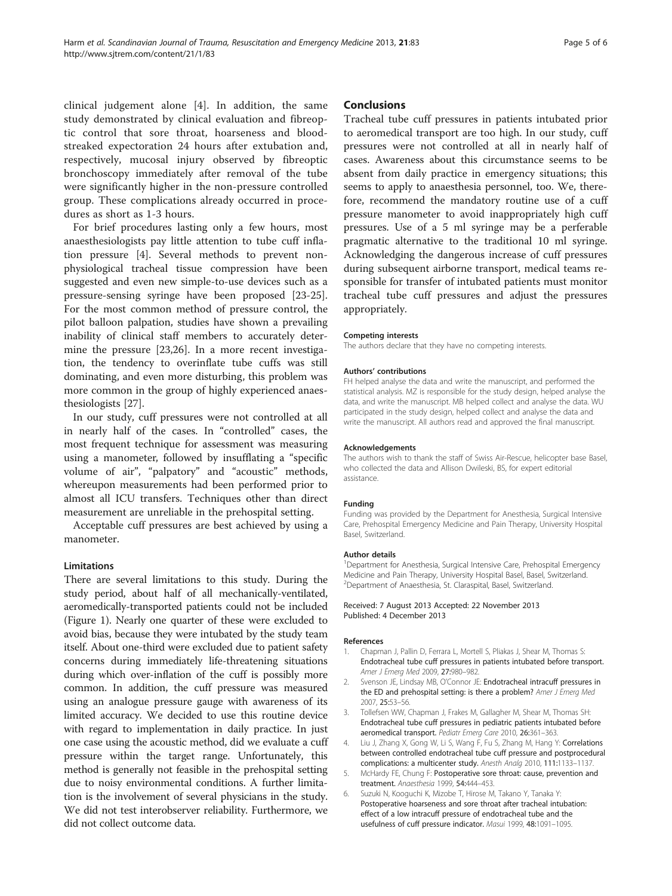clinical judgement alone [4]. In addition, the same study demonstrated by clinical evaluation and fibreoptic control that sore throat, hoarseness and blood-streaked expectoration 24 hours after extubation and, respectively, mucosal injury observed by fibreoptic bronchoscopy immediately after removal of the tube were significantly higher in the non-pressure controlled group. These complications already occurred in procedures as short as 1-3 hours.

For brief procedures lasting only a few hours, most anaesthesiologists pay little attention to tube cuff inflation pressure [4]. Several methods to prevent non-physiological tracheal tissue compression have been suggested and even new simple-to-use devices such as a pressure-sensing syringe have been proposed [23-25]. For the most common method of pressure control, the pilot balloon palpation, studies have shown a prevailing inability of clinical staff members to accurately determine the pressure [23,26]. In a more recent investigation, the tendency to overinflate tube cuffs was still dominating, and even more disturbing, this problem was more common in the group of highly experienced anaesthesiologists [27].

In our study, cuff pressures were not controlled at all in nearly half of the cases. In "controlled" cases, the most frequent technique for assessment was measuring using a manometer, followed by insufflating a "specific volume of air", "palpatory" and "acoustic" methods, whereupon measurements had been performed prior to almost all ICU transfers. Techniques other than direct measurement are unreliable in the prehospital setting.

Acceptable cuff pressures are best achieved by using a manometer.

### Limitations

There are several limitations to this study. During the study period, about half of all mechanically-ventilated, aeromedically-transported patients could not be included (Figure 1). Nearly one quarter of these were excluded to avoid bias, because they were intubated by the study team itself. About one-third were excluded due to patient safety concerns during immediately life-threatening situations during which over-inflation of the cuff is possibly more common. In addition, the cuff pressure was measured using an analogue pressure gauge with awareness of its limited accuracy. We decided to use this routine device with regard to implementation in daily practice. In just one case using the acoustic method, did we evaluate a cuff pressure within the target range. Unfortunately, this method is generally not feasible in the prehospital setting due to noisy environmental conditions. A further limitation is the involvement of several physicians in the study. We did not test interobserver reliability. Furthermore, we did not collect outcome data.

## Conclusions

Tracheal tube cuff pressures in patients intubated prior to aeromedical transport are too high. In our study, cuff pressures were not controlled at all in nearly half of cases. Awareness about this circumstance seems to be absent from daily practice in emergency situations; this seems to apply to anaesthesia personnel, too. We, therefore, recommend the mandatory routine use of a cuff pressure manometer to avoid inappropriately high cuff pressures. Use of a 5 ml syringe may be a perferable pragmatic alternative to the traditional 10 ml syringe. Acknowledging the dangerous increase of cuff pressures during subsequent airborne transport, medical teams responsible for transfer of intubated patients must monitor tracheal tube cuff pressures and adjust the pressures appropriately.

#### Competing interests

The authors declare that they have no competing interests.

#### Authors' contributions

FH helped analyse the data and write the manuscript, and performed the statistical analysis. MZ is responsible for the study design, helped analyse the data, and write the manuscript. MB helped collect and analyse the data. WU participated in the study design, helped collect and analyse the data and write the manuscript. All authors read and approved the final manuscript.

#### Acknowledgements

The authors wish to thank the staff of Swiss Air-Rescue, helicopter base Basel, who collected the data and Allison Dwileski, BS, for expert editorial assistance.

#### Funding

Funding was provided by the Department for Anesthesia, Surgical Intensive Care, Prehospital Emergency Medicine and Pain Therapy, University Hospital Basel, Switzerland.

#### Author details

[1]Department for Anesthesia, Surgical Intensive Care, Prehospital Emergency Medicine and Pain Therapy, University Hospital Basel, Basel, Switzerland. [2]Department of Anaesthesia, St. Claraspital, Basel, Switzerland.

Received: 7 August 2013 Accepted: 22 November 2013
Published: 4 December 2013

#### References

1. Chapman J, Pallin D, Ferrara L, Mortell S, Pliakas J, Shear M, Thomas S: **Endotracheal tube cuff pressures in patients intubated before transport.** *Amer J Emerg Med* 2009, **27:**980–982.
2. Svenson JE, Lindsay MB, O'Connor JE: **Endotracheal intracuff pressures in the ED and prehospital setting: is there a problem?** *Amer J Emerg Med* 2007, **25:**53–56.
3. Tollefsen WW, Chapman J, Frakes M, Gallagher M, Shear M, Thomas SH: **Endotracheal tube cuff pressures in pediatric patients intubated before aeromedical transport.** *Pediatr Emerg Care* 2010, **26:**361–363.
4. Liu J, Zhang X, Gong W, Li S, Wang F, Fu S, Zhang M, Hang Y: **Correlations between controlled endotracheal tube cuff pressure and postprocedural complications: a multicenter study.** *Anesth Analg* 2010, **111:**1133–1137.
5. McHardy FE, Chung F: **Postoperative sore throat: cause, prevention and treatment.** *Anaesthesia* 1999, **54:**444–453.
6. Suzuki N, Kooguchi K, Mizobe T, Hirose M, Takano Y, Tanaka Y: **Postoperative hoarseness and sore throat after tracheal intubation: effect of a low intracuff pressure of endotracheal tube and the usefulness of cuff pressure indicator.** *Masui* 1999, **48:**1091–1095.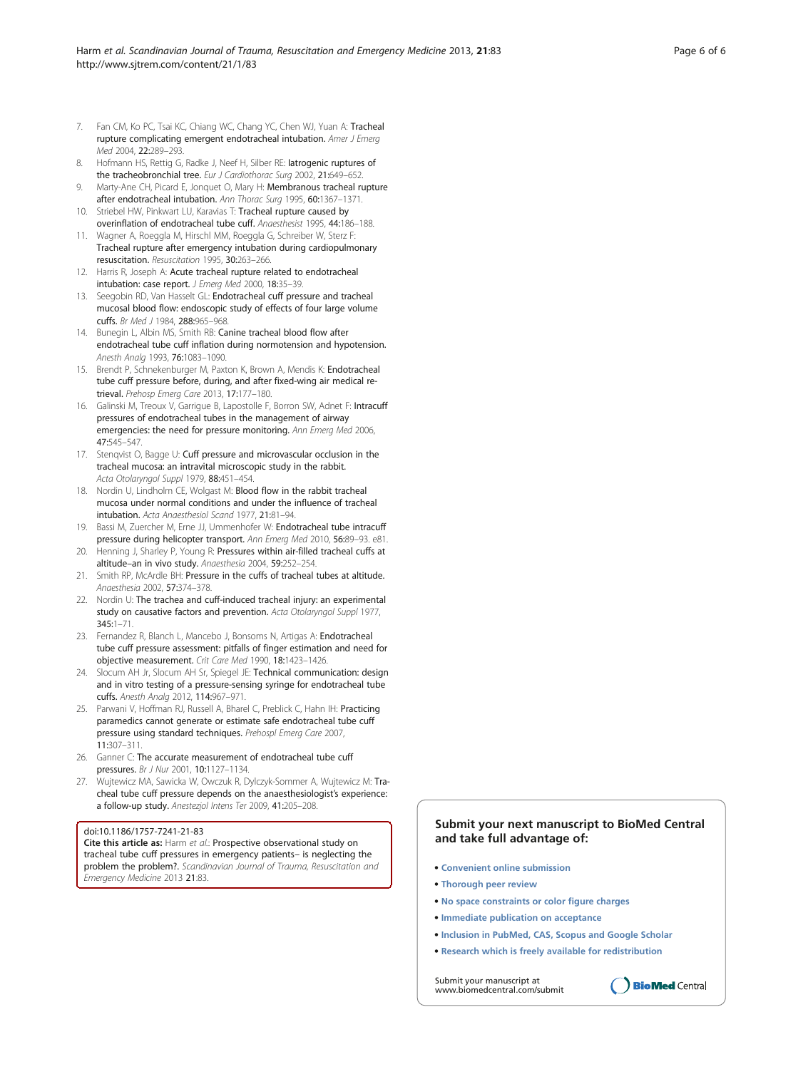7. Fan CM, Ko PC, Tsai KC, Chiang WC, Chang YC, Chen WJ, Yuan A: **Tracheal rupture complicating emergent endotracheal intubation.** *Amer J Emerg Med* 2004, **22:**289–293.
8. Hofmann HS, Rettig G, Radke J, Neef H, Silber RE: **Iatrogenic ruptures of the tracheobronchial tree.** *Eur J Cardiothorac Surg* 2002, **21:**649–652.
9. Marty-Ane CH, Picard E, Jonquet O, Mary H: **Membranous tracheal rupture after endotracheal intubation.** *Ann Thorac Surg* 1995, **60:**1367–1371.
10. Striebel HW, Pinkwart LU, Karavias T: **Tracheal rupture caused by overinflation of endotracheal tube cuff.** *Anaesthesist* 1995, **44:**186–188.
11. Wagner A, Roeggla M, Hirschl MM, Roeggla G, Schreiber W, Sterz F: **Tracheal rupture after emergency intubation during cardiopulmonary resuscitation.** *Resuscitation* 1995, **30:**263–266.
12. Harris R, Joseph A: **Acute tracheal rupture related to endotracheal intubation: case report.** *J Emerg Med* 2000, **18:**35–39.
13. Seegobin RD, Van Hasselt GL: **Endotracheal cuff pressure and tracheal mucosal blood flow: endoscopic study of effects of four large volume cuffs.** *Br Med J* 1984, **288:**965–968.
14. Bunegin L, Albin MS, Smith RB: **Canine tracheal blood flow after endotracheal tube cuff inflation during normotension and hypotension.** *Anesth Analg* 1993, **76:**1083–1090.
15. Brendt P, Schnekenburger M, Paxton K, Brown A, Mendis K: **Endotracheal tube cuff pressure before, during, and after fixed-wing air medical retrieval.** *Prehosp Emerg Care* 2013, **17:**177–180.
16. Galinski M, Treoux V, Garrigue B, Lapostolle F, Borron SW, Adnet F: **Intracuff pressures of endotracheal tubes in the management of airway emergencies: the need for pressure monitoring.** *Ann Emerg Med* 2006, **47:**545–547.
17. Stenqvist O, Bagge U: **Cuff pressure and microvascular occlusion in the tracheal mucosa: an intravital microscopic study in the rabbit.** *Acta Otolaryngol Suppl* 1979, **88:**451–454.
18. Nordin U, Lindholm CE, Wolgast M: **Blood flow in the rabbit tracheal mucosa under normal conditions and under the influence of tracheal intubation.** *Acta Anaesthesiol Scand* 1977, **21:**81–94.
19. Bassi M, Zuercher M, Erne JJ, Ummenhofer W: **Endotracheal tube intracuff pressure during helicopter transport.** *Ann Emerg Med* 2010, **56:**89–93. e81.
20. Henning J, Sharley P, Young R: **Pressures within air-filled tracheal cuffs at altitude–an in vivo study.** *Anaesthesia* 2004, **59:**252–254.
21. Smith RP, McArdle BH: **Pressure in the cuffs of tracheal tubes at altitude.** *Anaesthesia* 2002, **57:**374–378.
22. Nordin U: **The trachea and cuff-induced tracheal injury: an experimental study on causative factors and prevention.** *Acta Otolaryngol Suppl* 1977, **345:**1–71.
23. Fernandez R, Blanch L, Mancebo J, Bonsoms N, Artigas A: **Endotracheal tube cuff pressure assessment: pitfalls of finger estimation and need for objective measurement.** *Crit Care Med* 1990, **18:**1423–1426.
24. Slocum AH Jr, Slocum AH Sr, Spiegel JE: **Technical communication: design and in vitro testing of a pressure-sensing syringe for endotracheal tube cuffs.** *Anesth Analg* 2012, **114:**967–971.
25. Parwani V, Hoffman RJ, Russell A, Bharel C, Preblick C, Hahn IH: **Practicing paramedics cannot generate or estimate safe endotracheal tube cuff pressure using standard techniques.** *Prehospl Emerg Care* 2007, **11:**307–311.
26. Ganner C: **The accurate measurement of endotracheal tube cuff pressures.** *Br J Nur* 2001, **10:**1127–1134.
27. Wujtewicz MA, Sawicka W, Owczuk R, Dylczyk-Sommer A, Wujtewicz M: **Tracheal tube cuff pressure depends on the anaesthesiologist's experience: a follow-up study.** *Anestezjol Intens Ter* 2009, **41:**205–208.

doi:10.1186/1757-7241-21-83

**Cite this article as:** Harm *et al.*: Prospective observational study on tracheal tube cuff pressures in emergency patients– is neglecting the problem the problem?. *Scandinavian Journal of Trauma, Resuscitation and Emergency Medicine* 2013 21:83.

**Submit your next manuscript to BioMed Central and take full advantage of:**

- **Convenient online submission**
- **Thorough peer review**
- **No space constraints or color figure charges**
- **Immediate publication on acceptance**
- **Inclusion in PubMed, CAS, Scopus and Google Scholar**
- **Research which is freely available for redistribution**

Submit your manuscript at
www.biomedcentral.com/submit

BioMed Central